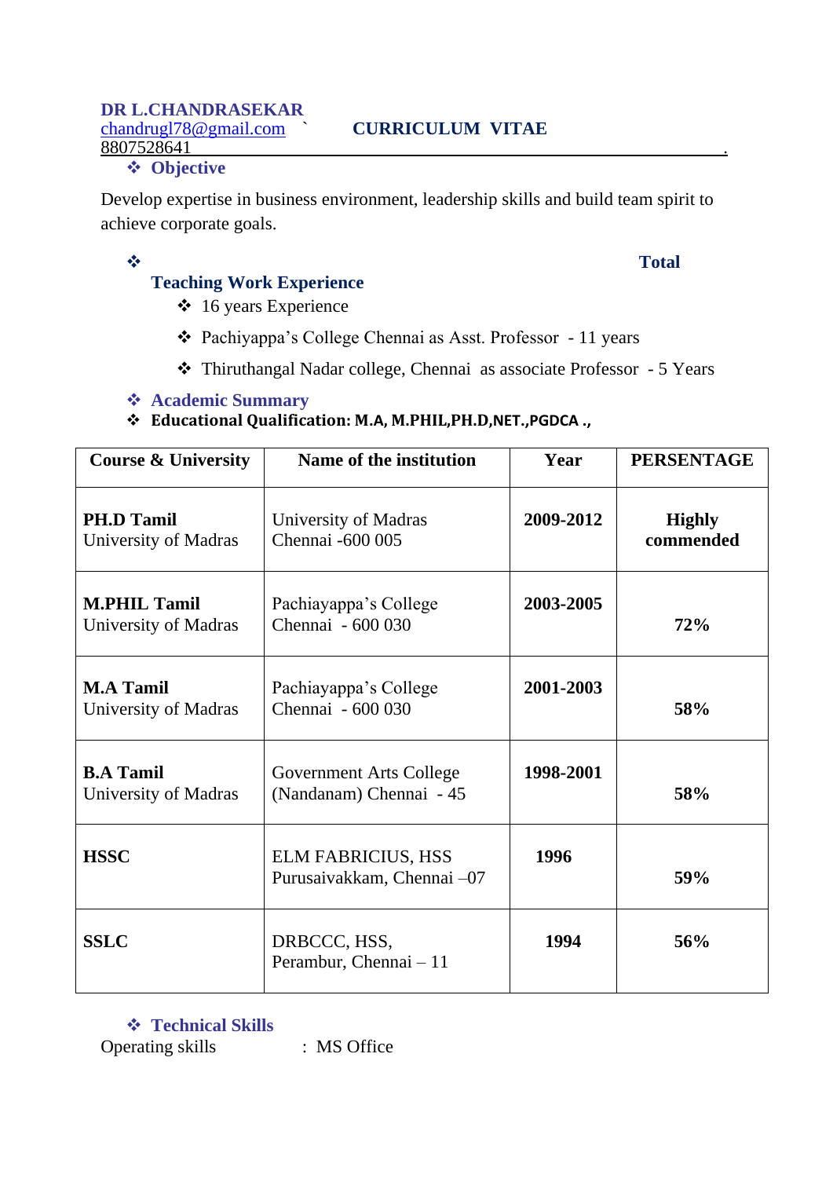**DR L.CHANDRASEKAR**
chandrugl78@gmail.com ` **CURRICULUM VITAE**
8807528641

## ❖ Objective

Develop expertise in business environment, leadership skills and build team spirit to achieve corporate goals.

## ❖ Total Teaching Work Experience

- ❖ 16 years Experience
- ❖ Pachiyappa's College Chennai as Asst. Professor - 11 years
- ❖ Thiruthangal Nadar college, Chennai as associate Professor - 5 Years

## ❖ Academic Summary

❖ **Educational Qualification: M.A, M.PHIL,PH.D,NET.,PGDCA .,**

| Course & University | Name of the institution | Year | PERSENTAGE |
|---|---|---|---|
| **PH.D Tamil** University of Madras | University of Madras Chennai -600 005 | **2009-2012** | **Highly commended** |
| **M.PHIL Tamil** University of Madras | Pachiayappa's College Chennai - 600 030 | **2003-2005** | **72%** |
| **M.A Tamil** University of Madras | Pachiayappa's College Chennai - 600 030 | **2001-2003** | **58%** |
| **B.A Tamil** University of Madras | Government Arts College (Nandanam) Chennai - 45 | **1998-2001** | **58%** |
| **HSSC** | ELM FABRICIUS, HSS Purusaivakkam, Chennai –07 | **1996** | **59%** |
| **SSLC** | DRBCCC, HSS, Perambur, Chennai – 11 | **1994** | **56%** |

## ❖ Technical Skills

Operating skills : MS Office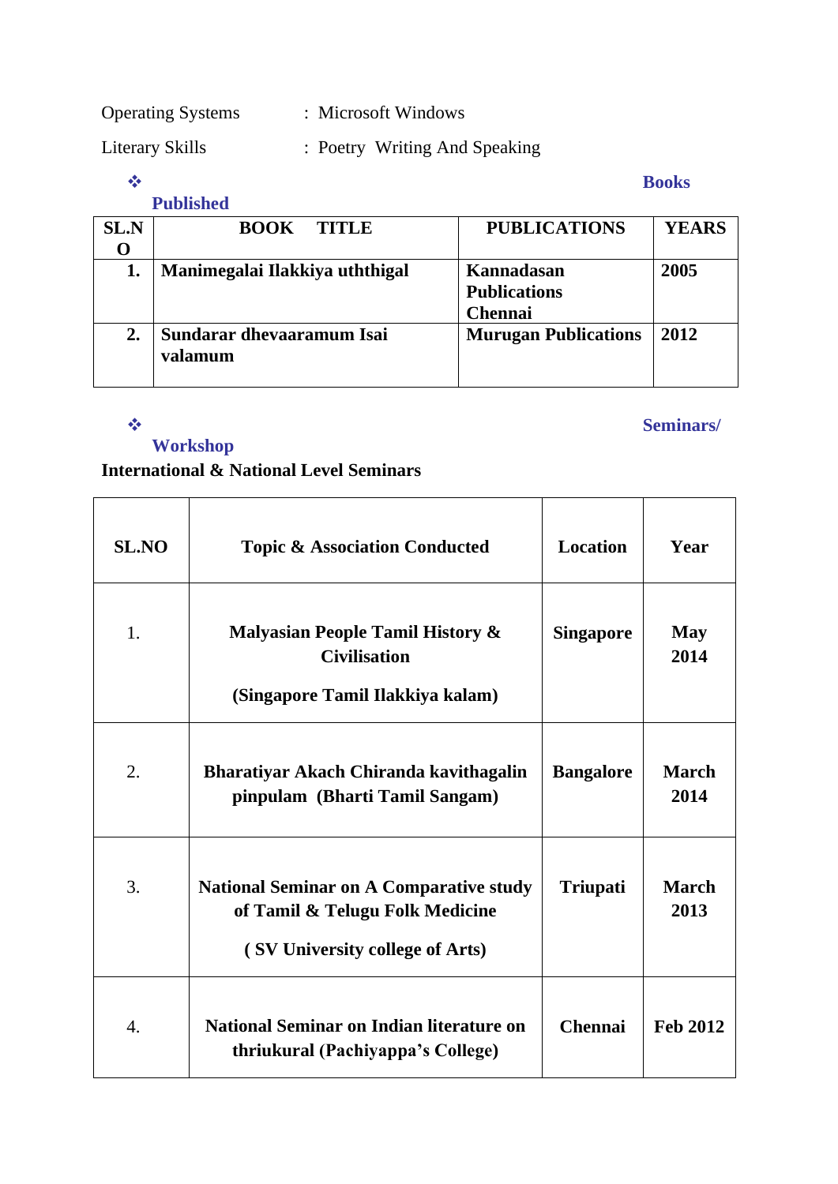Operating Systems : Microsoft Windows

Literary Skills : Poetry Writing And Speaking

## ❖ Books Published

| SL.NO | BOOK TITLE | PUBLICATIONS | YEARS |
|---|---|---|---|
| **1.** | **Manimegalai Ilakkiya uththigal** | **Kannadasan Publications Chennai** | **2005** |
| **2.** | **Sundarar dhevaaramum Isai valamum** | **Murugan Publications** | **2012** |

## ❖ Seminars/ Workshop

**International & National Level Seminars**

| SL.NO | Topic & Association Conducted | Location | Year |
|---|---|---|---|
| 1. | **Malyasian People Tamil History & Civilisation (Singapore Tamil Ilakkiya kalam)** | **Singapore** | **May 2014** |
| 2. | **Bharatiyar Akach Chiranda kavithagalin pinpulam (Bharti Tamil Sangam)** | **Bangalore** | **March 2014** |
| 3. | **National Seminar on A Comparative study of Tamil & Telugu Folk Medicine ( SV University college of Arts)** | **Triupati** | **March 2013** |
| 4. | **National Seminar on Indian literature on thriukural (Pachiyappa's College)** | **Chennai** | **Feb 2012** |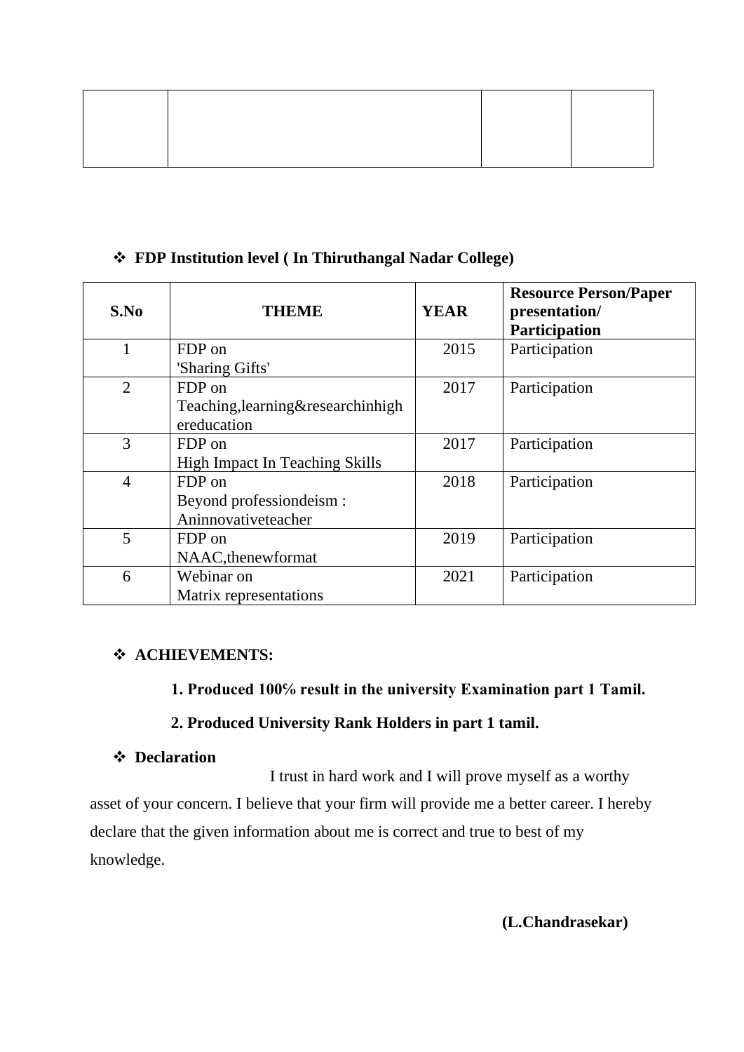| | | | |
|---|---|---|---|
| | | | |

- **FDP Institution level ( In Thiruthangal Nadar College)**

| S.No | THEME | YEAR | Resource Person/Paper presentation/ Participation |
|---|---|---|---|
| 1 | FDP on 'Sharing Gifts' | 2015 | Participation |
| 2 | FDP on Teaching,learning&researchinhighereducation | 2017 | Participation |
| 3 | FDP on High Impact In Teaching Skills | 2017 | Participation |
| 4 | FDP on Beyond professiondeism : Aninnovativeteacher | 2018 | Participation |
| 5 | FDP on NAAC,thenewformat | 2019 | Participation |
| 6 | Webinar on Matrix representations | 2021 | Participation |

- **ACHIEVEMENTS:**

  **1. Produced 100% result in the university Examination part 1 Tamil.**

  **2. Produced University Rank Holders in part 1 tamil.**

- **Declaration**

I trust in hard work and I will prove myself as a worthy asset of your concern. I believe that your firm will provide me a better career. I hereby declare that the given information about me is correct and true to best of my knowledge.

**(L.Chandrasekar)**